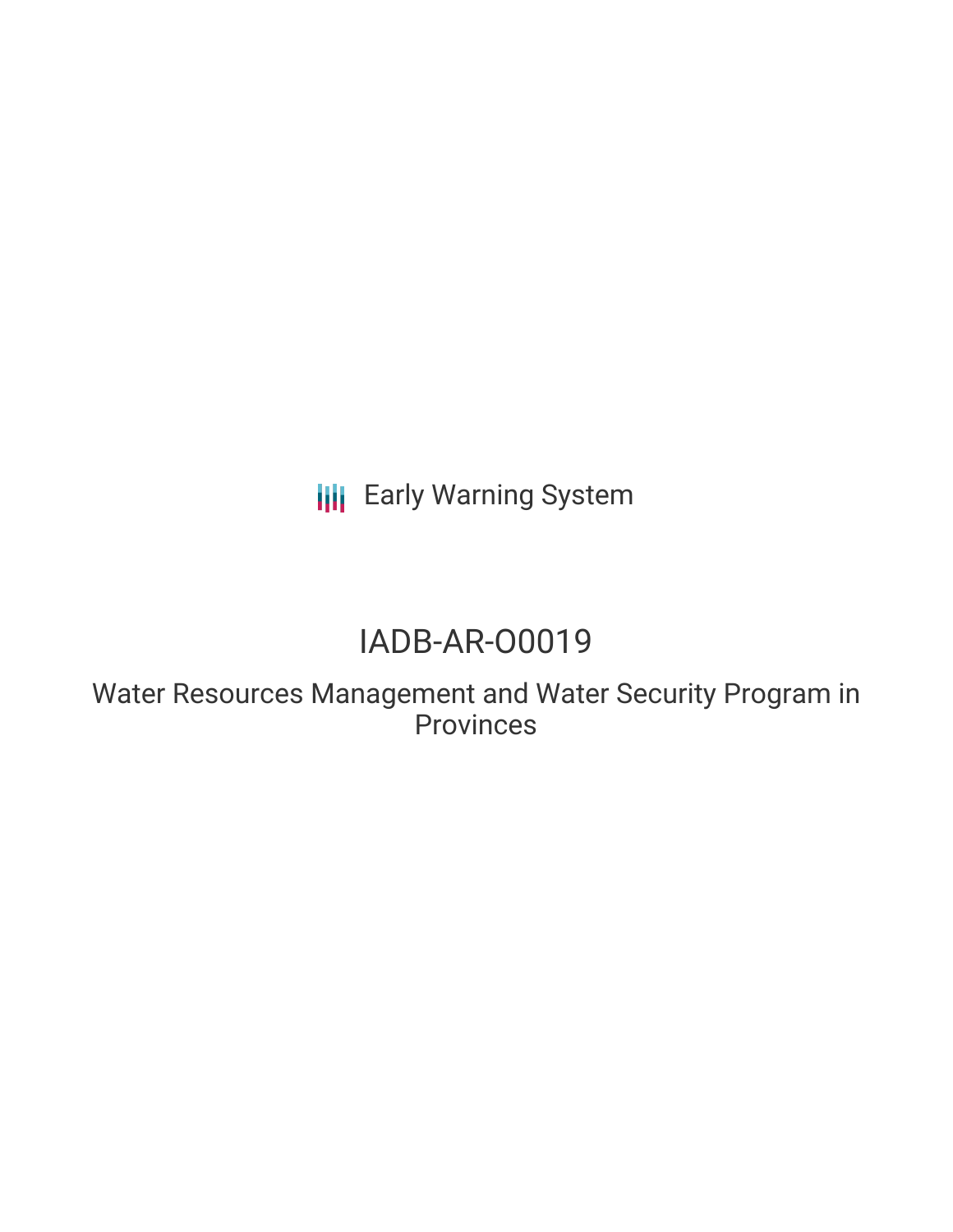Early Warning System

# IADB-AR-O0019

## Water Resources Management and Water Security Program in Provinces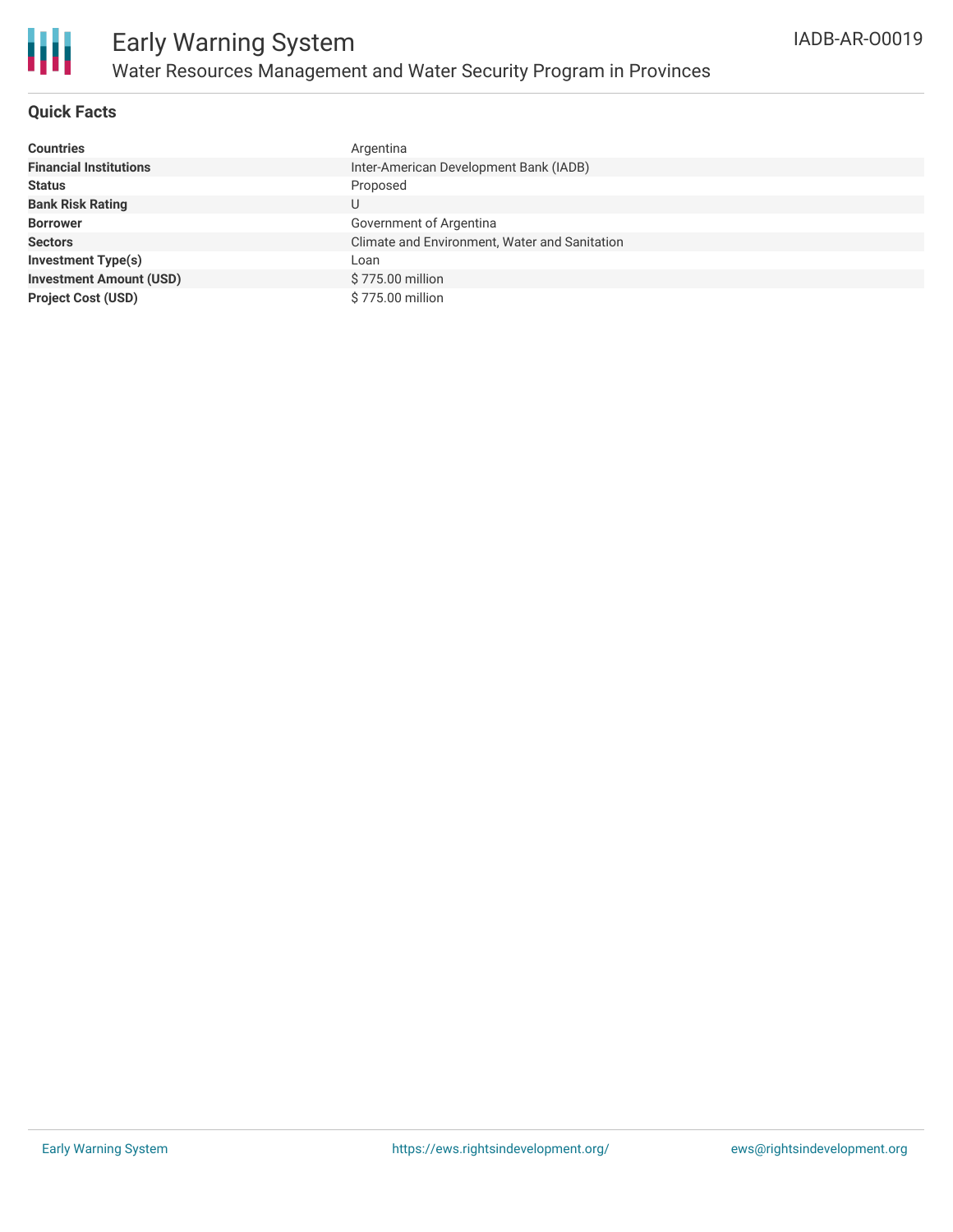# Early Warning System

## Water Resources Management and Water Security Program in Provinces

IADB-AR-O0019

### Quick Facts

| | |
|---|---|
| **Countries** | Argentina |
| **Financial Institutions** | Inter-American Development Bank (IADB) |
| **Status** | Proposed |
| **Bank Risk Rating** | U |
| **Borrower** | Government of Argentina |
| **Sectors** | Climate and Environment, Water and Sanitation |
| **Investment Type(s)** | Loan |
| **Investment Amount (USD)** | $ 775.00 million |
| **Project Cost (USD)** | $ 775.00 million |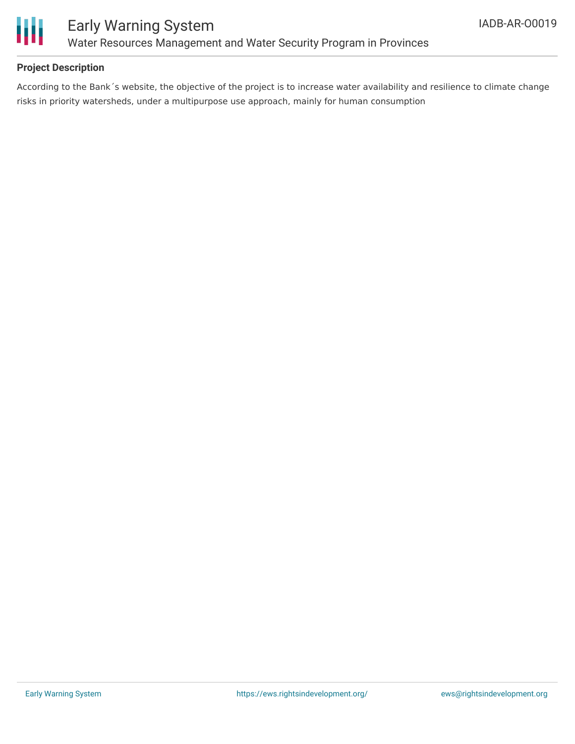**Project Description**

According to the Bank´s website, the objective of the project is to increase water availability and resilience to climate change risks in priority watersheds, under a multipurpose use approach, mainly for human consumption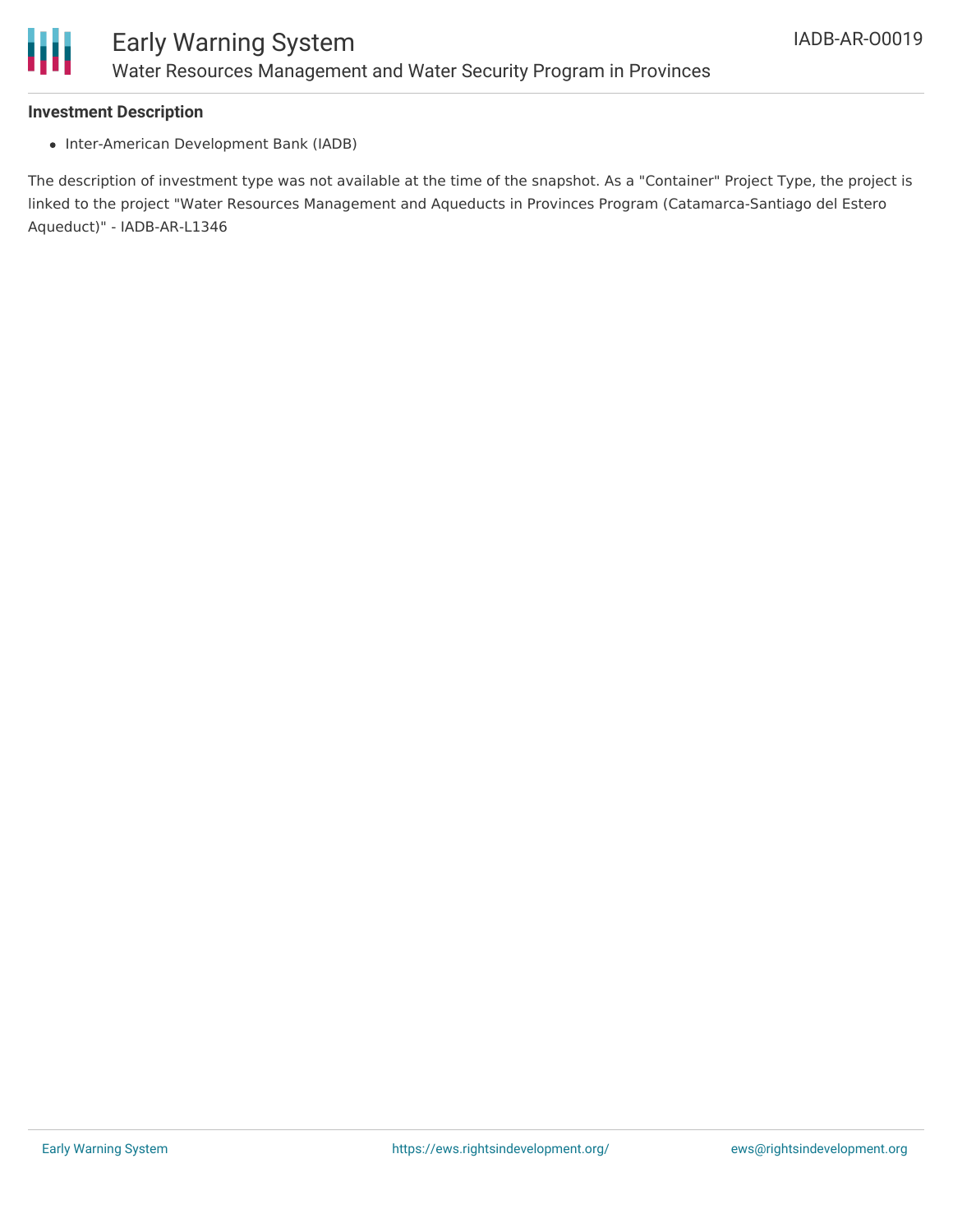**Investment Description**

- Inter-American Development Bank (IADB)

The description of investment type was not available at the time of the snapshot. As a "Container" Project Type, the project is linked to the project "Water Resources Management and Aqueducts in Provinces Program (Catamarca-Santiago del Estero Aqueduct)" - IADB-AR-L1346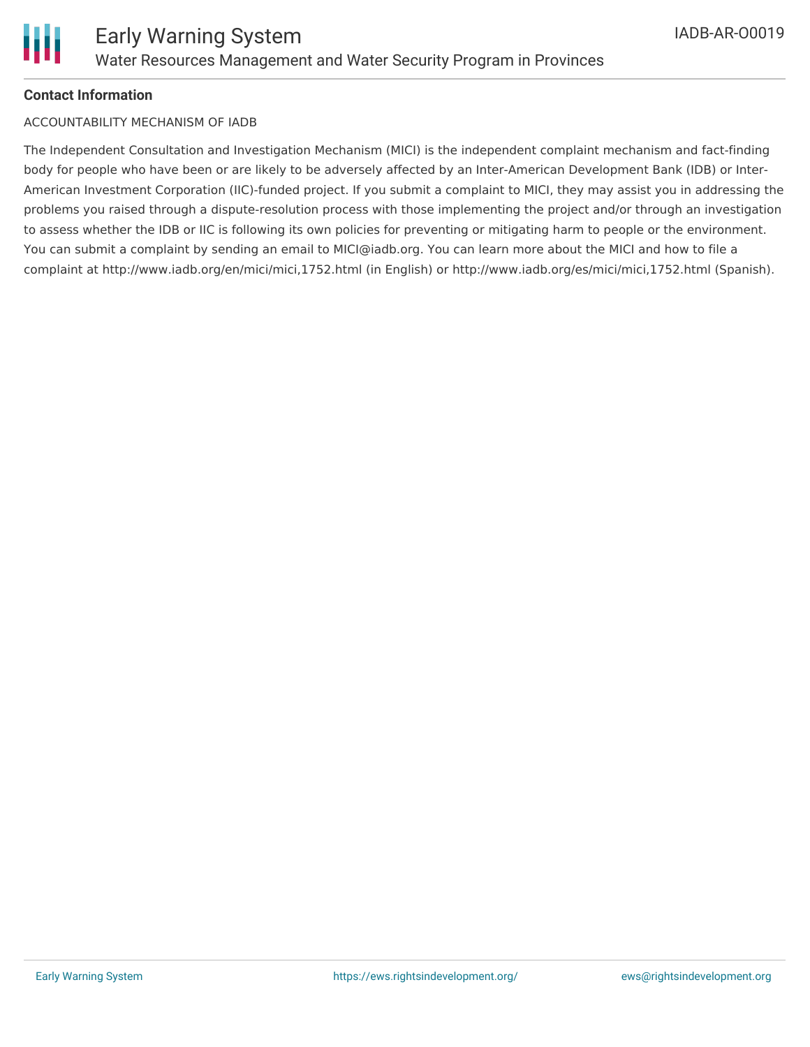**Contact Information**

ACCOUNTABILITY MECHANISM OF IADB

The Independent Consultation and Investigation Mechanism (MICI) is the independent complaint mechanism and fact-finding body for people who have been or are likely to be adversely affected by an Inter-American Development Bank (IDB) or Inter-American Investment Corporation (IIC)-funded project. If you submit a complaint to MICI, they may assist you in addressing the problems you raised through a dispute-resolution process with those implementing the project and/or through an investigation to assess whether the IDB or IIC is following its own policies for preventing or mitigating harm to people or the environment. You can submit a complaint by sending an email to MICI@iadb.org. You can learn more about the MICI and how to file a complaint at http://www.iadb.org/en/mici/mici,1752.html (in English) or http://www.iadb.org/es/mici/mici,1752.html (Spanish).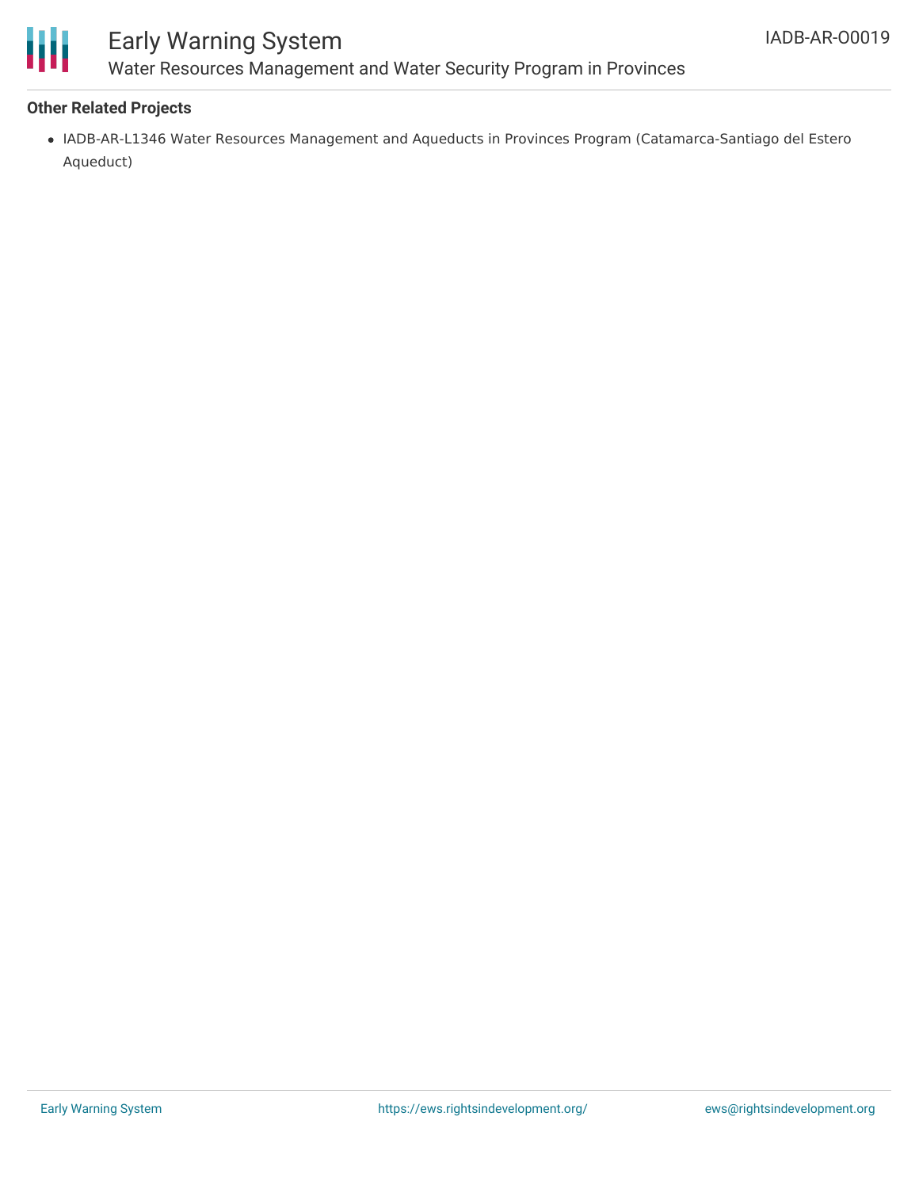**Other Related Projects**

- IADB-AR-L1346 Water Resources Management and Aqueducts in Provinces Program (Catamarca-Santiago del Estero Aqueduct)